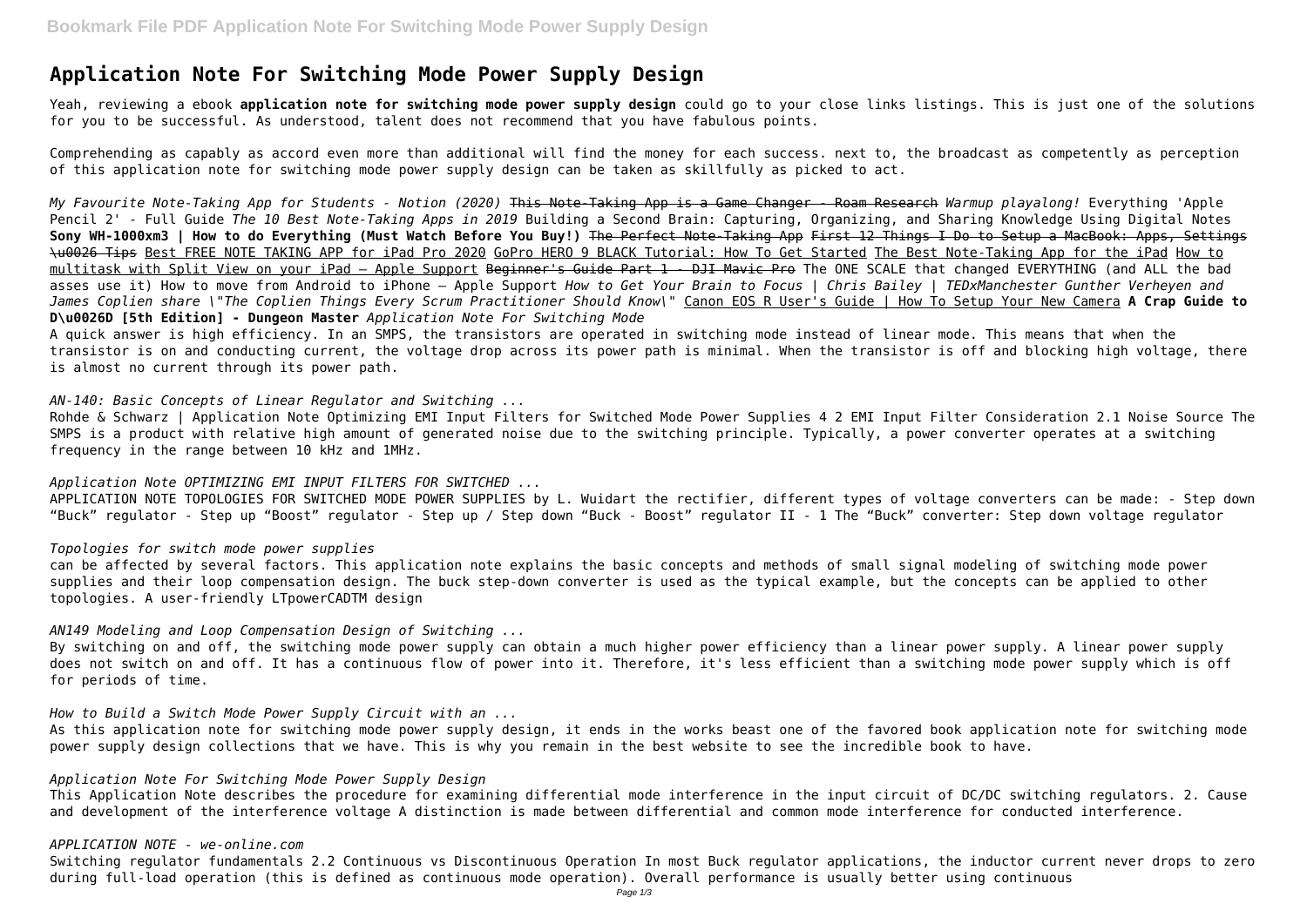# Application Note For Switching Mode Power Supply Design

Yeah, reviewing a ebook **application note for switching mode power supply design** could go to your close links listings. This is just one of the solutions for you to be successful. As understood, talent does not recommend that you have fabulous points.

Comprehending as capably as accord even more than additional will find the money for each success. next to, the broadcast as competently as perception of this application note for switching mode power supply design can be taken as skillfully as picked to act.

*My Favourite Note-Taking App for Students - Notion (2020)* ~~This Note-Taking App is a Game Changer - Roam Research~~ *Warmup playalong!* Everything 'Apple Pencil 2' - Full Guide *The 10 Best Note-Taking Apps in 2019* Building a Second Brain: Capturing, Organizing, and Sharing Knowledge Using Digital Notes **Sony WH-1000xm3 | How to do Everything (Must Watch Before You Buy!)** ~~The Perfect Note-Taking App~~ ~~First 12 Things I Do to Setup a MacBook: Apps, Settings \u0026 Tips~~ Best FREE NOTE TAKING APP for iPad Pro 2020 GoPro HERO 9 BLACK Tutorial: How To Get Started The Best Note-Taking App for the iPad How to multitask with Split View on your iPad — Apple Support ~~Beginner's Guide Part 1 - DJI Mavic Pro~~ The ONE SCALE that changed EVERYTHING (and ALL the bad asses use it) How to move from Android to iPhone — Apple Support *How to Get Your Brain to Focus | Chris Bailey | TEDxManchester Gunther Verheyen and James Coplien share \"The Coplien Things Every Scrum Practitioner Should Know\"* Canon EOS R User's Guide | How To Setup Your New Camera **A Crap Guide to D\u0026D [5th Edition] - Dungeon Master** *Application Note For Switching Mode*

A quick answer is high efficiency. In an SMPS, the transistors are operated in switching mode instead of linear mode. This means that when the transistor is on and conducting current, the voltage drop across its power path is minimal. When the transistor is off and blocking high voltage, there is almost no current through its power path.

*AN-140: Basic Concepts of Linear Regulator and Switching ...*

Rohde & Schwarz | Application Note Optimizing EMI Input Filters for Switched Mode Power Supplies 4 2 EMI Input Filter Consideration 2.1 Noise Source The SMPS is a product with relative high amount of generated noise due to the switching principle. Typically, a power converter operates at a switching frequency in the range between 10 kHz and 1MHz.

*Application Note OPTIMIZING EMI INPUT FILTERS FOR SWITCHED ...*

APPLICATION NOTE TOPOLOGIES FOR SWITCHED MODE POWER SUPPLIES by L. Wuidart the rectifier, different types of voltage converters can be made: - Step down "Buck" regulator - Step up "Boost" regulator - Step up / Step down "Buck - Boost" regulator II - 1 The "Buck" converter: Step down voltage regulator

*Topologies for switch mode power supplies*

can be affected by several factors. This application note explains the basic concepts and methods of small signal modeling of switching mode power supplies and their loop compensation design. The buck step-down converter is used as the typical example, but the concepts can be applied to other topologies. A user-friendly LTpowerCADTM design

*AN149 Modeling and Loop Compensation Design of Switching ...*

By switching on and off, the switching mode power supply can obtain a much higher power efficiency than a linear power supply. A linear power supply does not switch on and off. It has a continuous flow of power into it. Therefore, it's less efficient than a switching mode power supply which is off for periods of time.

*How to Build a Switch Mode Power Supply Circuit with an ...*

As this application note for switching mode power supply design, it ends in the works beast one of the favored book application note for switching mode power supply design collections that we have. This is why you remain in the best website to see the incredible book to have.

*Application Note For Switching Mode Power Supply Design*

This Application Note describes the procedure for examining differential mode interference in the input circuit of DC/DC switching regulators. 2. Cause and development of the interference voltage A distinction is made between differential and common mode interference for conducted interference.

*APPLICATION NOTE - we-online.com*

Switching regulator fundamentals 2.2 Continuous vs Discontinuous Operation In most Buck regulator applications, the inductor current never drops to zero during full-load operation (this is defined as continuous mode operation). Overall performance is usually better using continuous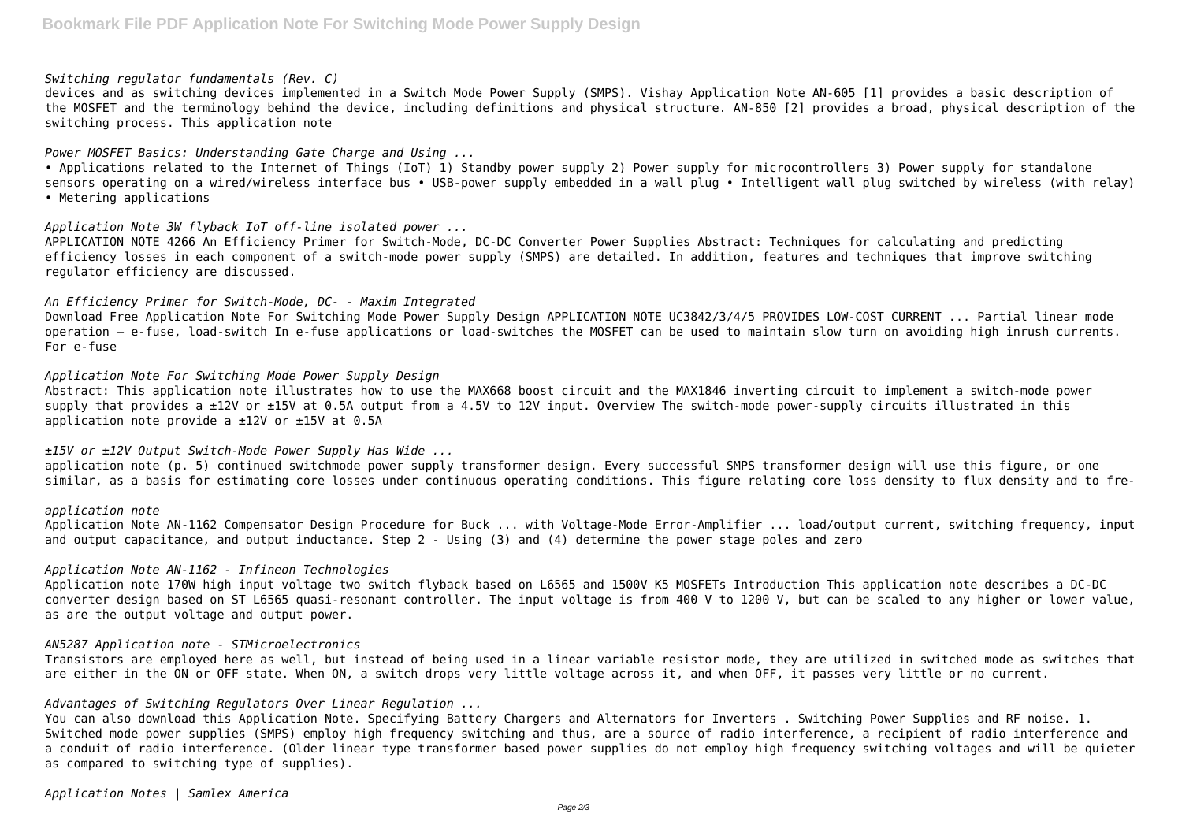*Switching regulator fundamentals (Rev. C)*

devices and as switching devices implemented in a Switch Mode Power Supply (SMPS). Vishay Application Note AN-605 [1] provides a basic description of the MOSFET and the terminology behind the device, including definitions and physical structure. AN-850 [2] provides a broad, physical description of the switching process. This application note

*Power MOSFET Basics: Understanding Gate Charge and Using ...*

• Applications related to the Internet of Things (IoT) 1) Standby power supply 2) Power supply for microcontrollers 3) Power supply for standalone sensors operating on a wired/wireless interface bus • USB-power supply embedded in a wall plug • Intelligent wall plug switched by wireless (with relay) • Metering applications

*Application Note 3W flyback IoT off-line isolated power ...*

APPLICATION NOTE 4266 An Efficiency Primer for Switch-Mode, DC-DC Converter Power Supplies Abstract: Techniques for calculating and predicting efficiency losses in each component of a switch-mode power supply (SMPS) are detailed. In addition, features and techniques that improve switching regulator efficiency are discussed.

*An Efficiency Primer for Switch-Mode, DC- - Maxim Integrated*

Download Free Application Note For Switching Mode Power Supply Design APPLICATION NOTE UC3842/3/4/5 PROVIDES LOW-COST CURRENT ... Partial linear mode operation – e-fuse, load-switch In e-fuse applications or load-switches the MOSFET can be used to maintain slow turn on avoiding high inrush currents. For e-fuse

*Application Note For Switching Mode Power Supply Design*

Abstract: This application note illustrates how to use the MAX668 boost circuit and the MAX1846 inverting circuit to implement a switch-mode power supply that provides a ±12V or ±15V at 0.5A output from a 4.5V to 12V input. Overview The switch-mode power-supply circuits illustrated in this application note provide a ±12V or ±15V at 0.5A

*±15V or ±12V Output Switch-Mode Power Supply Has Wide ...*

application note (p. 5) continued switchmode power supply transformer design. Every successful SMPS transformer design will use this figure, or one similar, as a basis for estimating core losses under continuous operating conditions. This figure relating core loss density to flux density and to fre-

*application note*

Application Note AN-1162 Compensator Design Procedure for Buck ... with Voltage-Mode Error-Amplifier ... load/output current, switching frequency, input and output capacitance, and output inductance. Step 2 - Using (3) and (4) determine the power stage poles and zero

*Application Note AN-1162 - Infineon Technologies*

Application note 170W high input voltage two switch flyback based on L6565 and 1500V K5 MOSFETs Introduction This application note describes a DC-DC converter design based on ST L6565 quasi-resonant controller. The input voltage is from 400 V to 1200 V, but can be scaled to any higher or lower value, as are the output voltage and output power.

*AN5287 Application note - STMicroelectronics*

Transistors are employed here as well, but instead of being used in a linear variable resistor mode, they are utilized in switched mode as switches that are either in the ON or OFF state. When ON, a switch drops very little voltage across it, and when OFF, it passes very little or no current.

*Advantages of Switching Regulators Over Linear Regulation ...*

You can also download this Application Note. Specifying Battery Chargers and Alternators for Inverters . Switching Power Supplies and RF noise. 1. Switched mode power supplies (SMPS) employ high frequency switching and thus, are a source of radio interference, a recipient of radio interference and a conduit of radio interference. (Older linear type transformer based power supplies do not employ high frequency switching voltages and will be quieter as compared to switching type of supplies).

*Application Notes | Samlex America*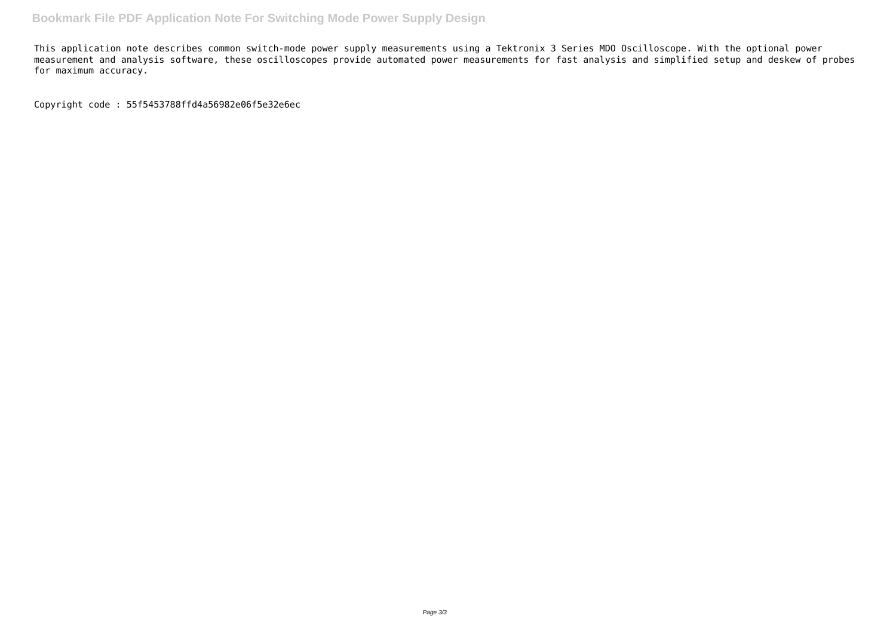This application note describes common switch-mode power supply measurements using a Tektronix 3 Series MDO Oscilloscope. With the optional power measurement and analysis software, these oscilloscopes provide automated power measurements for fast analysis and simplified setup and deskew of probes for maximum accuracy.

Copyright code : 55f5453788ffd4a56982e06f5e32e6ec